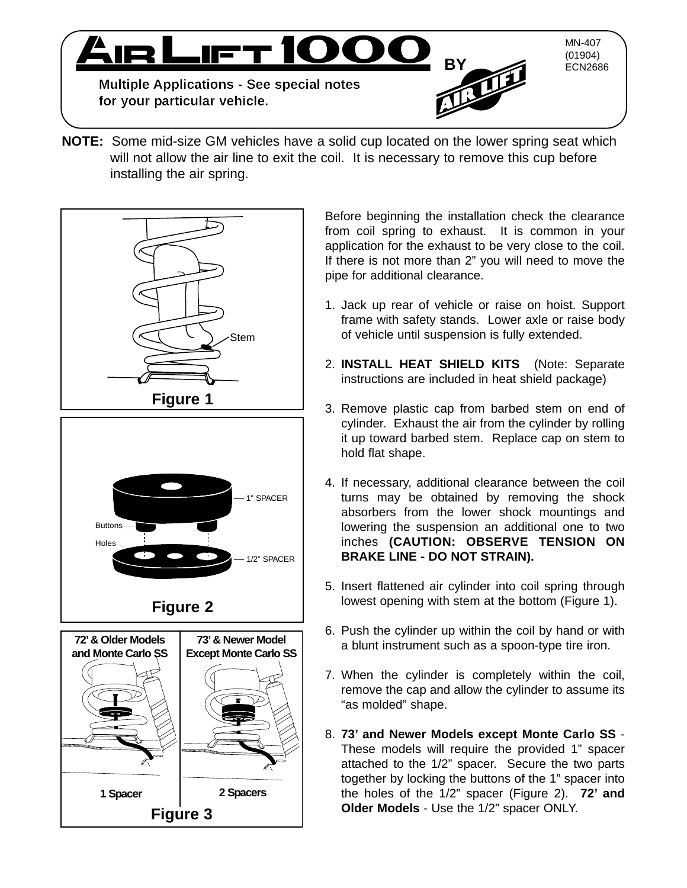# AIR LIFT 1000 BY AIR LIFT

MN-407
(01904)
ECN2686

Multiple Applications - See special notes for your particular vehicle.

**NOTE:** Some mid-size GM vehicles have a solid cup located on the lower spring seat which will not allow the air line to exit the coil. It is necessary to remove this cup before installing the air spring.

Stem

Figure 1

1" SPACER

Buttons

Holes

1/2" SPACER

Figure 2

| 72' & Older Models and Monte Carlo SS | 73' & Newer Model Except Monte Carlo SS |
|---|---|
| 1 Spacer | 2 Spacers |

Figure 3

Before beginning the installation check the clearance from coil spring to exhaust. It is common in your application for the exhaust to be very close to the coil. If there is not more than 2" you will need to move the pipe for additional clearance.

1. Jack up rear of vehicle or raise on hoist. Support frame with safety stands. Lower axle or raise body of vehicle until suspension is fully extended.

2. **INSTALL HEAT SHIELD KITS** (Note: Separate instructions are included in heat shield package)

3. Remove plastic cap from barbed stem on end of cylinder. Exhaust the air from the cylinder by rolling it up toward barbed stem. Replace cap on stem to hold flat shape.

4. If necessary, additional clearance between the coil turns may be obtained by removing the shock absorbers from the lower shock mountings and lowering the suspension an additional one to two inches **(CAUTION: OBSERVE TENSION ON BRAKE LINE - DO NOT STRAIN).**

5. Insert flattened air cylinder into coil spring through lowest opening with stem at the bottom (Figure 1).

6. Push the cylinder up within the coil by hand or with a blunt instrument such as a spoon-type tire iron.

7. When the cylinder is completely within the coil, remove the cap and allow the cylinder to assume its "as molded" shape.

8. **73' and Newer Models except Monte Carlo SS** - These models will require the provided 1" spacer attached to the 1/2" spacer. Secure the two parts together by locking the buttons of the 1" spacer into the holes of the 1/2" spacer (Figure 2). **72' and Older Models** - Use the 1/2" spacer ONLY.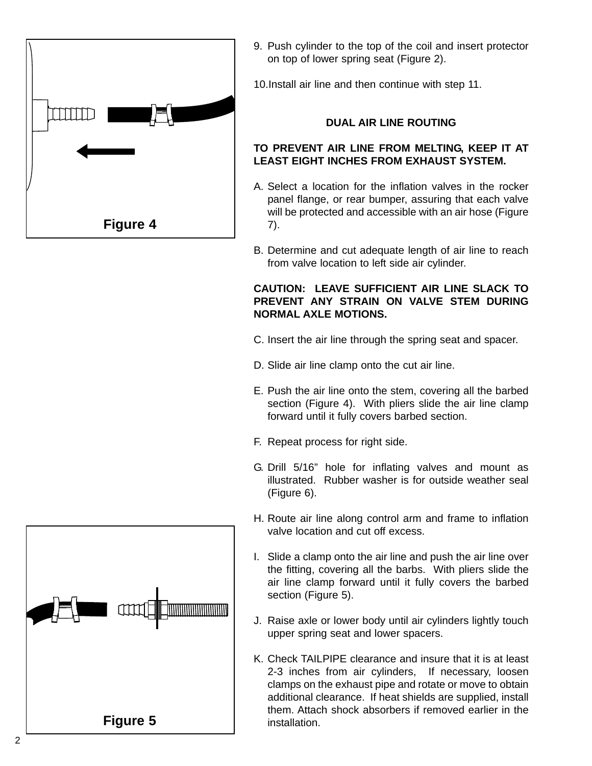Figure 4

Figure 5

9. Push cylinder to the top of the coil and insert protector on top of lower spring seat (Figure 2).

10. Install air line and then continue with step 11.

## DUAL AIR LINE ROUTING

**TO PREVENT AIR LINE FROM MELTING, KEEP IT AT LEAST EIGHT INCHES FROM EXHAUST SYSTEM.**

A. Select a location for the inflation valves in the rocker panel flange, or rear bumper, assuring that each valve will be protected and accessible with an air hose (Figure 7).

B. Determine and cut adequate length of air line to reach from valve location to left side air cylinder.

**CAUTION: LEAVE SUFFICIENT AIR LINE SLACK TO PREVENT ANY STRAIN ON VALVE STEM DURING NORMAL AXLE MOTIONS.**

C. Insert the air line through the spring seat and spacer.

D. Slide air line clamp onto the cut air line.

E. Push the air line onto the stem, covering all the barbed section (Figure 4). With pliers slide the air line clamp forward until it fully covers barbed section.

F. Repeat process for right side.

G. Drill 5/16" hole for inflating valves and mount as illustrated. Rubber washer is for outside weather seal (Figure 6).

H. Route air line along control arm and frame to inflation valve location and cut off excess.

I. Slide a clamp onto the air line and push the air line over the fitting, covering all the barbs. With pliers slide the air line clamp forward until it fully covers the barbed section (Figure 5).

J. Raise axle or lower body until air cylinders lightly touch upper spring seat and lower spacers.

K. Check TAILPIPE clearance and insure that it is at least 2-3 inches from air cylinders, If necessary, loosen clamps on the exhaust pipe and rotate or move to obtain additional clearance. If heat shields are supplied, install them. Attach shock absorbers if removed earlier in the installation.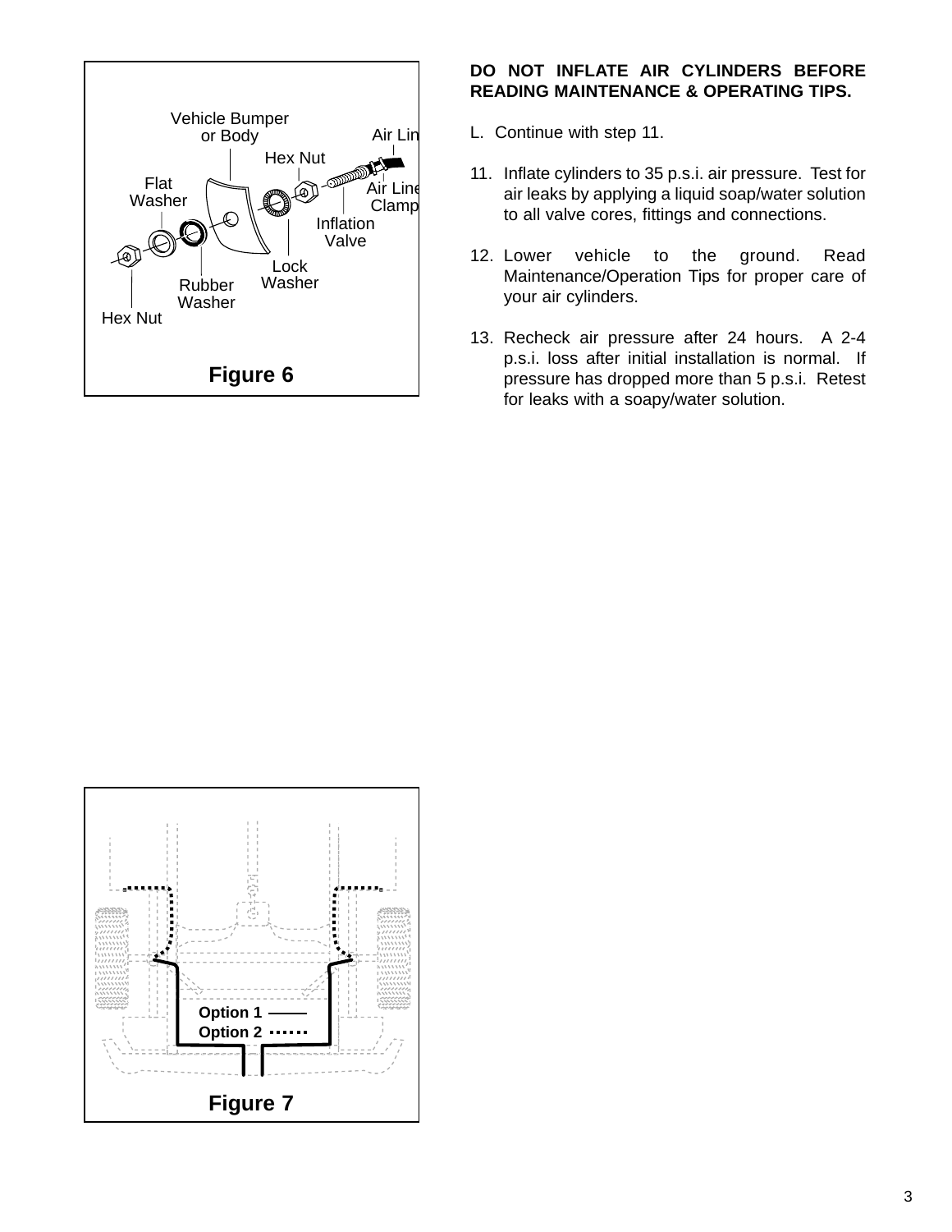Vehicle Bumper or Body

Air Line

Hex Nut

Flat Washer

Air Line Clamp

Inflation Valve

Lock Washer

Rubber Washer

Hex Nut

**Figure 6**

Option 1

Option 2

**Figure 7**

**DO NOT INFLATE AIR CYLINDERS BEFORE READING MAINTENANCE & OPERATING TIPS.**

L. Continue with step 11.

11. Inflate cylinders to 35 p.s.i. air pressure. Test for air leaks by applying a liquid soap/water solution to all valve cores, fittings and connections.

12. Lower vehicle to the ground. Read Maintenance/Operation Tips for proper care of your air cylinders.

13. Recheck air pressure after 24 hours. A 2-4 p.s.i. loss after initial installation is normal. If pressure has dropped more than 5 p.s.i. Retest for leaks with a soapy/water solution.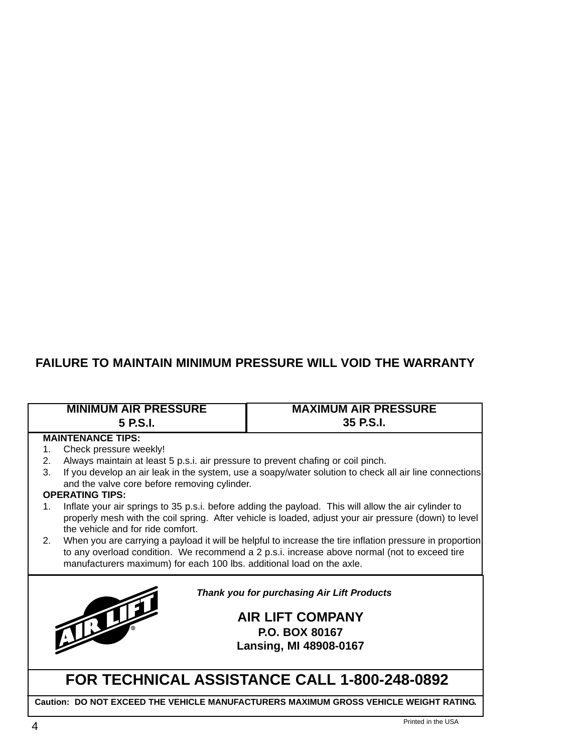**FAILURE TO MAINTAIN MINIMUM PRESSURE WILL VOID THE WARRANTY**

| MINIMUM AIR PRESSURE 5 P.S.I. | MAXIMUM AIR PRESSURE 35 P.S.I. |
|---|---|

**MAINTENANCE TIPS:**

1. Check pressure weekly!
2. Always maintain at least 5 p.s.i. air pressure to prevent chafing or coil pinch.
3. If you develop an air leak in the system, use a soapy/water solution to check all air line connections and the valve core before removing cylinder.

**OPERATING TIPS:**

1. Inflate your air springs to 35 p.s.i. before adding the payload. This will allow the air cylinder to properly mesh with the coil spring. After vehicle is loaded, adjust your air pressure (down) to level the vehicle and for ride comfort.
2. When you are carrying a payload it will be helpful to increase the tire inflation pressure in proportion to any overload condition. We recommend a 2 p.s.i. increase above normal (not to exceed tire manufacturers maximum) for each 100 lbs. additional load on the axle.

AIR LIFT®

*Thank you for purchasing Air Lift Products*

**AIR LIFT COMPANY**
**P.O. BOX 80167**
**Lansing, MI 48908-0167**

## FOR TECHNICAL ASSISTANCE CALL 1-800-248-0892

**Caution: DO NOT EXCEED THE VEHICLE MANUFACTURERS MAXIMUM GROSS VEHICLE WEIGHT RATING.**

Printed in the USA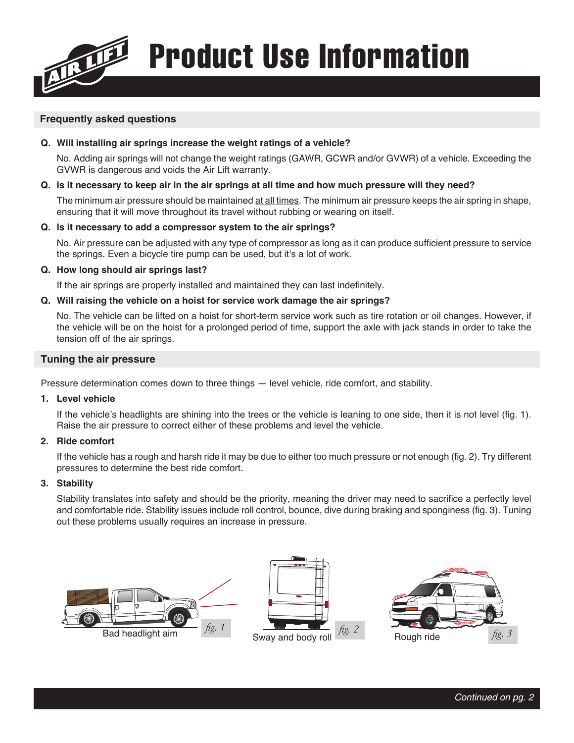# Product Use Information

## Frequently asked questions

**Q. Will installing air springs increase the weight ratings of a vehicle?**

No. Adding air springs will not change the weight ratings (GAWR, GCWR and/or GVWR) of a vehicle. Exceeding the GVWR is dangerous and voids the Air Lift warranty.

**Q. Is it necessary to keep air in the air springs at all time and how much pressure will they need?**

The minimum air pressure should be maintained at all times. The minimum air pressure keeps the air spring in shape, ensuring that it will move throughout its travel without rubbing or wearing on itself.

**Q. Is it necessary to add a compressor system to the air springs?**

No. Air pressure can be adjusted with any type of compressor as long as it can produce sufficient pressure to service the springs. Even a bicycle tire pump can be used, but it's a lot of work.

**Q. How long should air springs last?**

If the air springs are properly installed and maintained they can last indefinitely.

**Q. Will raising the vehicle on a hoist for service work damage the air springs?**

No. The vehicle can be lifted on a hoist for short-term service work such as tire rotation or oil changes. However, if the vehicle will be on the hoist for a prolonged period of time, support the axle with jack stands in order to take the tension off of the air springs.

## Tuning the air pressure

Pressure determination comes down to three things — level vehicle, ride comfort, and stability.

1. **Level vehicle**

   If the vehicle's headlights are shining into the trees or the vehicle is leaning to one side, then it is not level (fig. 1). Raise the air pressure to correct either of these problems and level the vehicle.

2. **Ride comfort**

   If the vehicle has a rough and harsh ride it may be due to either too much pressure or not enough (fig. 2). Try different pressures to determine the best ride comfort.

3. **Stability**

   Stability translates into safety and should be the priority, meaning the driver may need to sacrifice a perfectly level and comfortable ride. Stability issues include roll control, bounce, dive during braking and sponginess (fig. 3). Tuning out these problems usually requires an increase in pressure.

Bad headlight aim *fig. 1*

Sway and body roll *fig. 2*

Rough ride *fig. 3*

*Continued on pg. 2*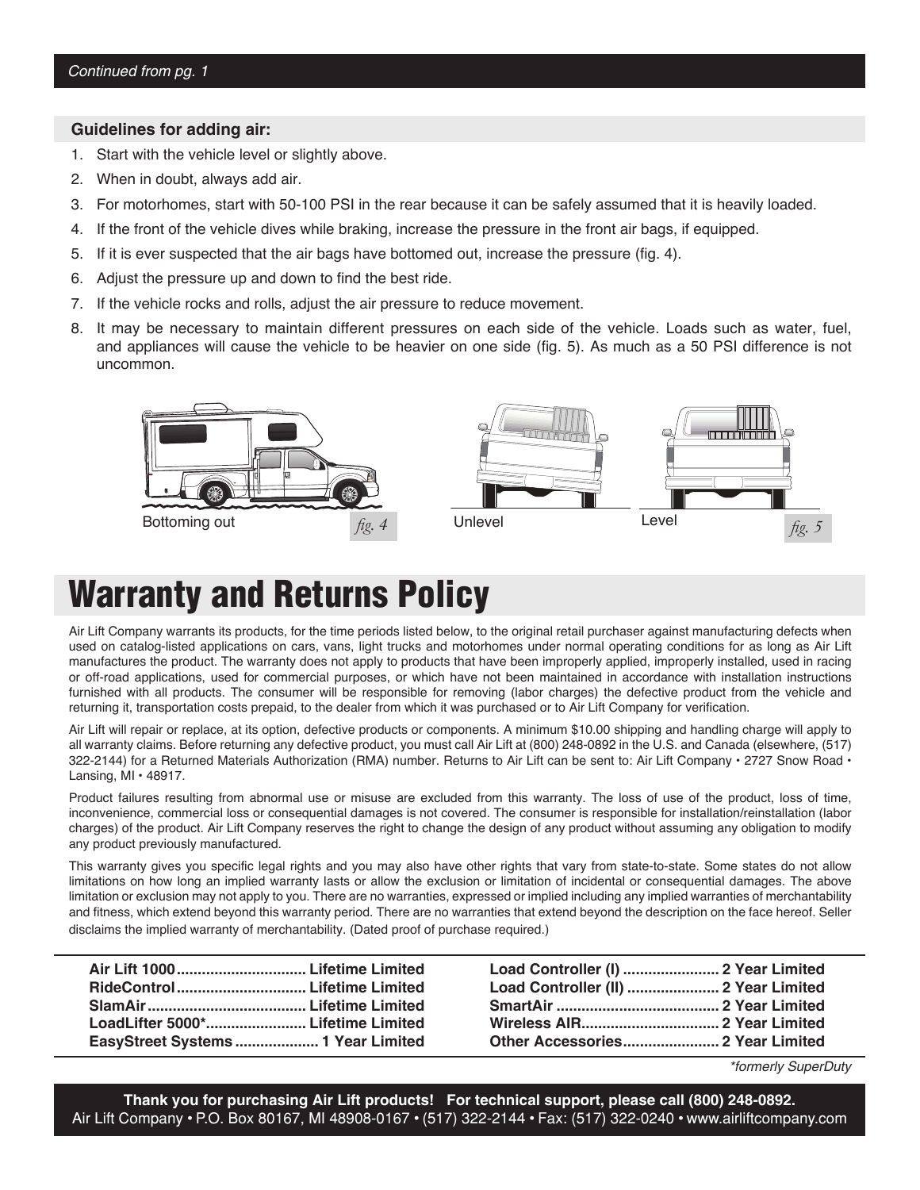*Continued from pg. 1*

### Guidelines for adding air:

1. Start with the vehicle level or slightly above.
2. When in doubt, always add air.
3. For motorhomes, start with 50-100 PSI in the rear because it can be safely assumed that it is heavily loaded.
4. If the front of the vehicle dives while braking, increase the pressure in the front air bags, if equipped.
5. If it is ever suspected that the air bags have bottomed out, increase the pressure (fig. 4).
6. Adjust the pressure up and down to find the best ride.
7. If the vehicle rocks and rolls, adjust the air pressure to reduce movement.
8. It may be necessary to maintain different pressures on each side of the vehicle. Loads such as water, fuel, and appliances will cause the vehicle to be heavier on one side (fig. 5). As much as a 50 PSI difference is not uncommon.

Bottoming out

*fig. 4*

Unlevel

Level

*fig. 5*

# Warranty and Returns Policy

Air Lift Company warrants its products, for the time periods listed below, to the original retail purchaser against manufacturing defects when used on catalog-listed applications on cars, vans, light trucks and motorhomes under normal operating conditions for as long as Air Lift manufactures the product. The warranty does not apply to products that have been improperly applied, improperly installed, used in racing or off-road applications, used for commercial purposes, or which have not been maintained in accordance with installation instructions furnished with all products. The consumer will be responsible for removing (labor charges) the defective product from the vehicle and returning it, transportation costs prepaid, to the dealer from which it was purchased or to Air Lift Company for verification.

Air Lift will repair or replace, at its option, defective products or components. A minimum $10.00 shipping and handling charge will apply to all warranty claims. Before returning any defective product, you must call Air Lift at (800) 248-0892 in the U.S. and Canada (elsewhere, (517) 322-2144) for a Returned Materials Authorization (RMA) number. Returns to Air Lift can be sent to: Air Lift Company • 2727 Snow Road • Lansing, MI • 48917.

Product failures resulting from abnormal use or misuse are excluded from this warranty. The loss of use of the product, loss of time, inconvenience, commercial loss or consequential damages is not covered. The consumer is responsible for installation/reinstallation (labor charges) of the product. Air Lift Company reserves the right to change the design of any product without assuming any obligation to modify any product previously manufactured.

This warranty gives you specific legal rights and you may also have other rights that vary from state-to-state. Some states do not allow limitations on how long an implied warranty lasts or allow the exclusion or limitation of incidental or consequential damages. The above limitation or exclusion may not apply to you. There are no warranties, expressed or implied including any implied warranties of merchantability and fitness, which extend beyond this warranty period. There are no warranties that extend beyond the description on the face hereof. Seller disclaims the implied warranty of merchantability. (Dated proof of purchase required.)

| | | | |
|---|---|---|---|
| **Air Lift 1000** | **Lifetime Limited** | **Load Controller (I)** | **2 Year Limited** |
| **RideControl** | **Lifetime Limited** | **Load Controller (II)** | **2 Year Limited** |
| **SlamAir** | **Lifetime Limited** | **SmartAir** | **2 Year Limited** |
| **LoadLifter 5000*** | **Lifetime Limited** | **Wireless AIR** | **2 Year Limited** |
| **EasyStreet Systems** | **1 Year Limited** | **Other Accessories** | **2 Year Limited** |

*\*formerly SuperDuty*

**Thank you for purchasing Air Lift products! For technical support, please call (800) 248-0892.**
Air Lift Company • P.O. Box 80167, MI 48908-0167 • (517) 322-2144 • Fax: (517) 322-0240 • www.airliftcompany.com